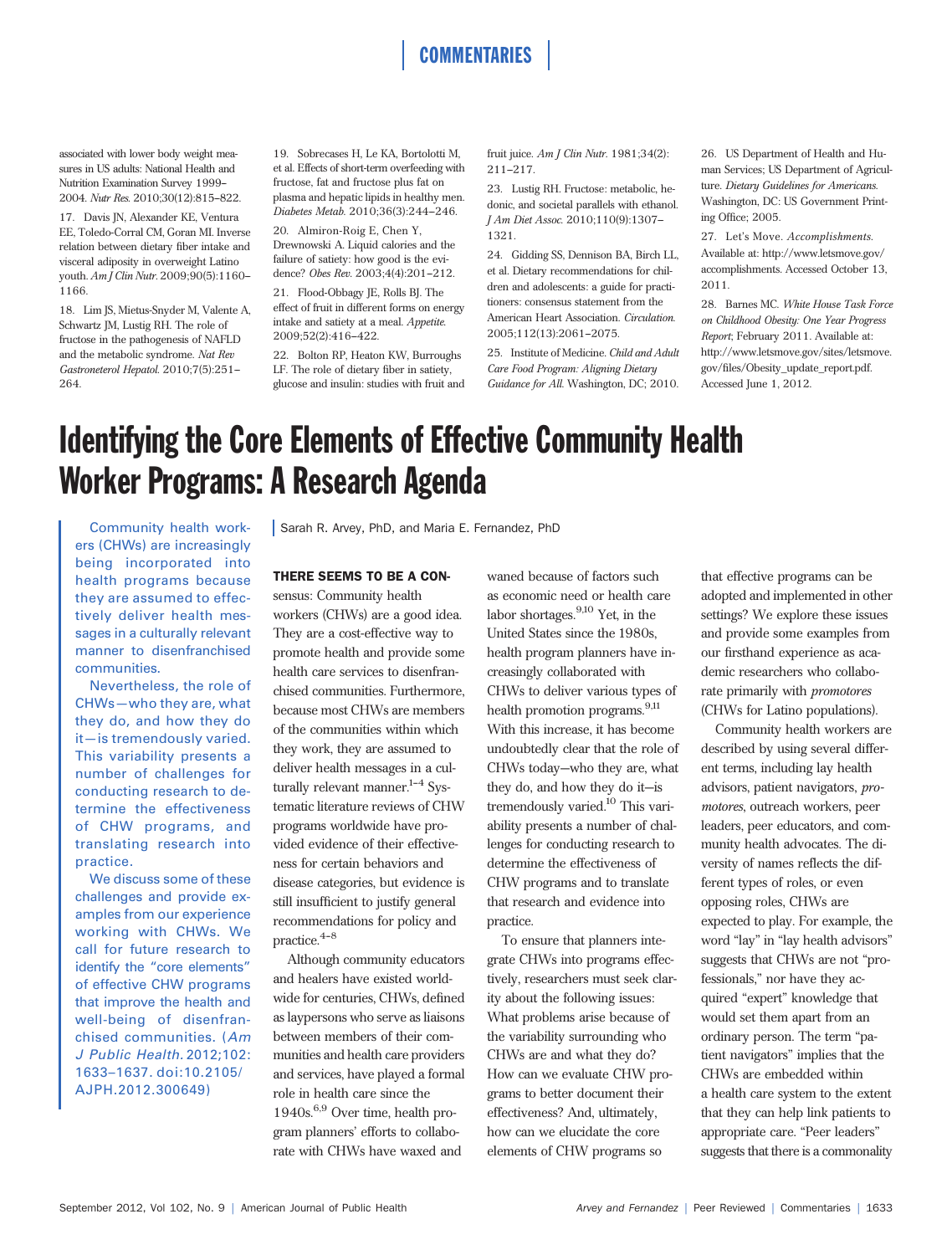associated with lower body weight measures in US adults: National Health and Nutrition Examination Survey 1999–2004. *Nutr Res.* 2010;30(12):815–822.

17. Davis JN, Alexander KE, Ventura EE, Toledo-Corral CM, Goran MI. Inverse relation between dietary fiber intake and visceral adiposity in overweight Latino youth. *Am J Clin Nutr.* 2009;90(5):1160–1166.

18. Lim JS, Mietus-Snyder M, Valente A, Schwartz JM, Lustig RH. The role of fructose in the pathogenesis of NAFLD and the metabolic syndrome. *Nat Rev Gastroneterol Hepatol.* 2010;7(5):251–264.

19. Sobrecases H, Le KA, Bortolotti M, et al. Effects of short-term overfeeding with fructose, fat and fructose plus fat on plasma and hepatic lipids in healthy men. *Diabetes Metab.* 2010;36(3):244–246.

20. Almiron-Roig E, Chen Y, Drewnowski A. Liquid calories and the failure of satiety: how good is the evidence? *Obes Rev.* 2003;4(4):201–212.

21. Flood-Obbagy JE, Rolls BJ. The effect of fruit in different forms on energy intake and satiety at a meal. *Appetite.* 2009;52(2):416–422.

22. Bolton RP, Heaton KW, Burroughs LF. The role of dietary fiber in satiety, glucose and insulin: studies with fruit and fruit juice. *Am J Clin Nutr.* 1981;34(2):211–217.

23. Lustig RH. Fructose: metabolic, hedonic, and societal parallels with ethanol. *J Am Diet Assoc.* 2010;110(9):1307–1321.

24. Gidding SS, Dennison BA, Birch LL, et al. Dietary recommendations for children and adolescents: a guide for practitioners: consensus statement from the American Heart Association. *Circulation.* 2005;112(13):2061–2075.

25. Institute of Medicine. *Child and Adult Care Food Program: Aligning Dietary Guidance for All.* Washington, DC; 2010.

26. US Department of Health and Human Services; US Department of Agriculture. *Dietary Guidelines for Americans.* Washington, DC: US Government Printing Office; 2005.

27. Let's Move. *Accomplishments.* Available at: http://www.letsmove.gov/accomplishments. Accessed October 13, 2011.

28. Barnes MC. *White House Task Force on Childhood Obesity: One Year Progress Report*; February 2011. Available at: http://www.letsmove.gov/sites/letsmove.gov/files/Obesity_update_report.pdf. Accessed June 1, 2012.

# Identifying the Core Elements of Effective Community Health Worker Programs: A Research Agenda

Sarah R. Arvey, PhD, and Maria E. Fernandez, PhD

Community health workers (CHWs) are increasingly being incorporated into health programs because they are assumed to effectively deliver health messages in a culturally relevant manner to disenfranchised communities.

Nevertheless, the role of CHWs—who they are, what they do, and how they do it—is tremendously varied. This variability presents a number of challenges for conducting research to determine the effectiveness of CHW programs, and translating research into practice.

We discuss some of these challenges and provide examples from our experience working with CHWs. We call for future research to identify the "core elements" of effective CHW programs that improve the health and well-being of disenfranchised communities. (*Am J Public Health.* 2012;102:1633–1637. doi:10.2105/AJPH.2012.300649)

**THERE SEEMS TO BE A CON**sensus: Community health workers (CHWs) are a good idea. They are a cost-effective way to promote health and provide some health care services to disenfranchised communities. Furthermore, because most CHWs are members of the communities within which they work, they are assumed to deliver health messages in a culturally relevant manner.[1–4] Systematic literature reviews of CHW programs worldwide have provided evidence of their effectiveness for certain behaviors and disease categories, but evidence is still insufficient to justify general recommendations for policy and practice.[4–8]

Although community educators and healers have existed worldwide for centuries, CHWs, defined as laypersons who serve as liaisons between members of their communities and health care providers and services, have played a formal role in health care since the 1940s.[6,9] Over time, health program planners' efforts to collaborate with CHWs have waxed and waned because of factors such as economic need or health care labor shortages.[9,10] Yet, in the United States since the 1980s, health program planners have increasingly collaborated with CHWs to deliver various types of health promotion programs.[9,11] With this increase, it has become undoubtedly clear that the role of CHWs today—who they are, what they do, and how they do it—is tremendously varied.[10] This variability presents a number of challenges for conducting research to determine the effectiveness of CHW programs and to translate that research and evidence into practice.

To ensure that planners integrate CHWs into programs effectively, researchers must seek clarity about the following issues: What problems arise because of the variability surrounding who CHWs are and what they do? How can we evaluate CHW programs to better document their effectiveness? And, ultimately, how can we elucidate the core elements of CHW programs so that effective programs can be adopted and implemented in other settings? We explore these issues and provide some examples from our firsthand experience as academic researchers who collaborate primarily with *promotores* (CHWs for Latino populations).

Community health workers are described by using several different terms, including lay health advisors, patient navigators, *promotores*, outreach workers, peer leaders, peer educators, and community health advocates. The diversity of names reflects the different types of roles, or even opposing roles, CHWs are expected to play. For example, the word "lay" in "lay health advisors" suggests that CHWs are not "professionals," nor have they acquired "expert" knowledge that would set them apart from an ordinary person. The term "patient navigators" implies that the CHWs are embedded within a health care system to the extent that they can help link patients to appropriate care. "Peer leaders" suggests that there is a commonality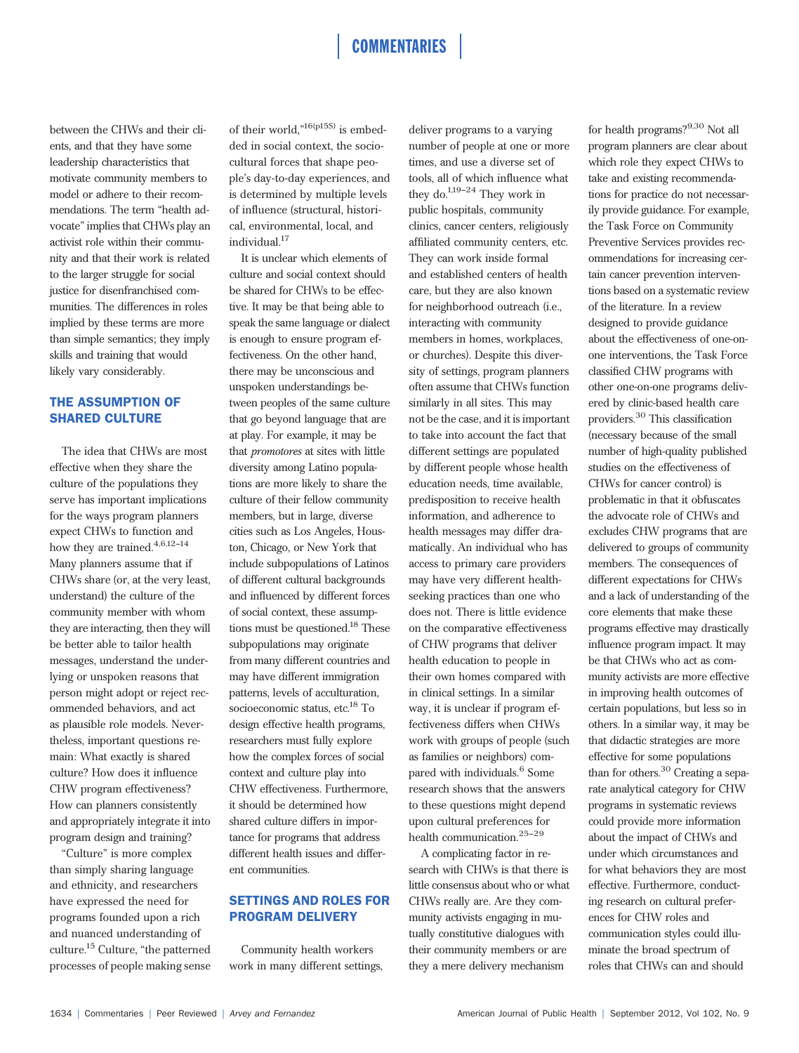between the CHWs and their clients, and that they have some leadership characteristics that motivate community members to model or adhere to their recommendations. The term "health advocate" implies that CHWs play an activist role within their community and that their work is related to the larger struggle for social justice for disenfranchised communities. The differences in roles implied by these terms are more than simple semantics; they imply skills and training that would likely vary considerably.

## THE ASSUMPTION OF SHARED CULTURE

The idea that CHWs are most effective when they share the culture of the populations they serve has important implications for the ways program planners expect CHWs to function and how they are trained.[4,6,12–14] Many planners assume that if CHWs share (or, at the very least, understand) the culture of the community member with whom they are interacting, then they will be better able to tailor health messages, understand the underlying or unspoken reasons that person might adopt or reject recommended behaviors, and act as plausible role models. Nevertheless, important questions remain: What exactly is shared culture? How does it influence CHW program effectiveness? How can planners consistently and appropriately integrate it into program design and training?

"Culture" is more complex than simply sharing language and ethnicity, and researchers have expressed the need for programs founded upon a rich and nuanced understanding of culture.[15] Culture, "the patterned processes of people making sense of their world,"[16(p15S)] is embedded in social context, the sociocultural forces that shape people's day-to-day experiences, and is determined by multiple levels of influence (structural, historical, environmental, local, and individual.[17]

It is unclear which elements of culture and social context should be shared for CHWs to be effective. It may be that being able to speak the same language or dialect is enough to ensure program effectiveness. On the other hand, there may be unconscious and unspoken understandings between peoples of the same culture that go beyond language that are at play. For example, it may be that *promotores* at sites with little diversity among Latino populations are more likely to share the culture of their fellow community members, but in large, diverse cities such as Los Angeles, Houston, Chicago, or New York that include subpopulations of Latinos of different cultural backgrounds and influenced by different forces of social context, these assumptions must be questioned.[18] These subpopulations may originate from many different countries and may have different immigration patterns, levels of acculturation, socioeconomic status, etc.[18] To design effective health programs, researchers must fully explore how the complex forces of social context and culture play into CHW effectiveness. Furthermore, it should be determined how shared culture differs in importance for programs that address different health issues and different communities.

## SETTINGS AND ROLES FOR PROGRAM DELIVERY

Community health workers work in many different settings, deliver programs to a varying number of people at one or more times, and use a diverse set of tools, all of which influence what they do.[1,19–24] They work in public hospitals, community clinics, cancer centers, religiously affiliated community centers, etc. They can work inside formal and established centers of health care, but they are also known for neighborhood outreach (i.e., interacting with community members in homes, workplaces, or churches). Despite this diversity of settings, program planners often assume that CHWs function similarly in all sites. This may not be the case, and it is important to take into account the fact that different settings are populated by different people whose health education needs, time available, predisposition to receive health information, and adherence to health messages may differ dramatically. An individual who has access to primary care providers may have very different health-seeking practices than one who does not. There is little evidence on the comparative effectiveness of CHW programs that deliver health education to people in their own homes compared with in clinical settings. In a similar way, it is unclear if program effectiveness differs when CHWs work with groups of people (such as families or neighbors) compared with individuals.[6] Some research shows that the answers to these questions might depend upon cultural preferences for health communication.[25–29]

A complicating factor in research with CHWs is that there is little consensus about who or what CHWs really are. Are they community activists engaging in mutually constitutive dialogues with their community members or are they a mere delivery mechanism for health programs?[9,30] Not all program planners are clear about which role they expect CHWs to take and existing recommendations for practice do not necessarily provide guidance. For example, the Task Force on Community Preventive Services provides recommendations for increasing certain cancer prevention interventions based on a systematic review of the literature. In a review designed to provide guidance about the effectiveness of one-on-one interventions, the Task Force classified CHW programs with other one-on-one programs delivered by clinic-based health care providers.[30] This classification (necessary because of the small number of high-quality published studies on the effectiveness of CHWs for cancer control) is problematic in that it obfuscates the advocate role of CHWs and excludes CHW programs that are delivered to groups of community members. The consequences of different expectations for CHWs and a lack of understanding of the core elements that make these programs effective may drastically influence program impact. It may be that CHWs who act as community activists are more effective in improving health outcomes of certain populations, but less so in others. In a similar way, it may be that didactic strategies are more effective for some populations than for others.[30] Creating a separate analytical category for CHW programs in systematic reviews could provide more information about the impact of CHWs and under which circumstances and for what behaviors they are most effective. Furthermore, conducting research on cultural preferences for CHW roles and communication styles could illuminate the broad spectrum of roles that CHWs can and should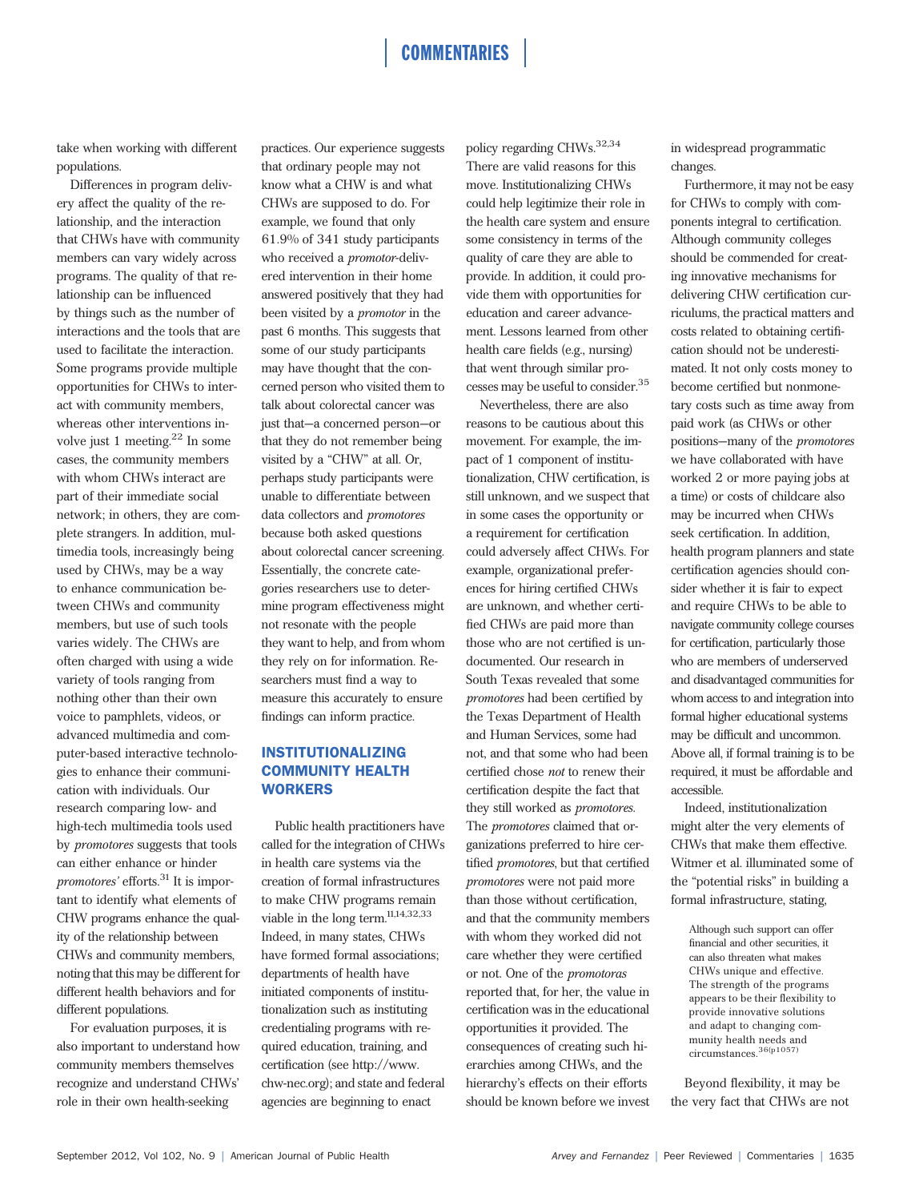take when working with different populations.

Differences in program delivery affect the quality of the relationship, and the interaction that CHWs have with community members can vary widely across programs. The quality of that relationship can be influenced by things such as the number of interactions and the tools that are used to facilitate the interaction. Some programs provide multiple opportunities for CHWs to interact with community members, whereas other interventions involve just 1 meeting.[22] In some cases, the community members with whom CHWs interact are part of their immediate social network; in others, they are complete strangers. In addition, multimedia tools, increasingly being used by CHWs, may be a way to enhance communication between CHWs and community members, but use of such tools varies widely. The CHWs are often charged with using a wide variety of tools ranging from nothing other than their own voice to pamphlets, videos, or advanced multimedia and computer-based interactive technologies to enhance their communication with individuals. Our research comparing low- and high-tech multimedia tools used by *promotores* suggests that tools can either enhance or hinder *promotores'* efforts.[31] It is important to identify what elements of CHW programs enhance the quality of the relationship between CHWs and community members, noting that this may be different for different health behaviors and for different populations.

For evaluation purposes, it is also important to understand how community members themselves recognize and understand CHWs' role in their own health-seeking practices. Our experience suggests that ordinary people may not know what a CHW is and what CHWs are supposed to do. For example, we found that only 61.9% of 341 study participants who received a *promotor*-delivered intervention in their home answered positively that they had been visited by a *promotor* in the past 6 months. This suggests that some of our study participants may have thought that the concerned person who visited them to talk about colorectal cancer was just that—a concerned person—or that they do not remember being visited by a "CHW" at all. Or, perhaps study participants were unable to differentiate between data collectors and *promotores* because both asked questions about colorectal cancer screening. Essentially, the concrete categories researchers use to determine program effectiveness might not resonate with the people they want to help, and from whom they rely on for information. Researchers must find a way to measure this accurately to ensure findings can inform practice.

## INSTITUTIONALIZING COMMUNITY HEALTH WORKERS

Public health practitioners have called for the integration of CHWs in health care systems via the creation of formal infrastructures to make CHW programs remain viable in the long term.[11,14,32,33] Indeed, in many states, CHWs have formed formal associations; departments of health have initiated components of institutionalization such as instituting credentialing programs with required education, training, and certification (see http://www.chw-nec.org); and state and federal agencies are beginning to enact policy regarding CHWs.[32,34] There are valid reasons for this move. Institutionalizing CHWs could help legitimize their role in the health care system and ensure some consistency in terms of the quality of care they are able to provide. In addition, it could provide them with opportunities for education and career advancement. Lessons learned from other health care fields (e.g., nursing) that went through similar processes may be useful to consider.[35]

Nevertheless, there are also reasons to be cautious about this movement. For example, the impact of 1 component of institutionalization, CHW certification, is still unknown, and we suspect that in some cases the opportunity or a requirement for certification could adversely affect CHWs. For example, organizational preferences for hiring certified CHWs are unknown, and whether certified CHWs are paid more than those who are not certified is undocumented. Our research in South Texas revealed that some *promotores* had been certified by the Texas Department of Health and Human Services, some had not, and that some who had been certified chose *not* to renew their certification despite the fact that they still worked as *promotores.* The *promotores* claimed that organizations preferred to hire certified *promotores*, but that certified *promotores* were not paid more than those without certification, and that the community members with whom they worked did not care whether they were certified or not. One of the *promotoras* reported that, for her, the value in certification was in the educational opportunities it provided. The consequences of creating such hierarchies among CHWs, and the hierarchy's effects on their efforts should be known before we invest in widespread programmatic changes.

Furthermore, it may not be easy for CHWs to comply with components integral to certification. Although community colleges should be commended for creating innovative mechanisms for delivering CHW certification curriculums, the practical matters and costs related to obtaining certification should not be underestimated. It not only costs money to become certified but nonmonetary costs such as time away from paid work (as CHWs or other positions—many of the *promotores* we have collaborated with have worked 2 or more paying jobs at a time) or costs of childcare also may be incurred when CHWs seek certification. In addition, health program planners and state certification agencies should consider whether it is fair to expect and require CHWs to be able to navigate community college courses for certification, particularly those who are members of underserved and disadvantaged communities for whom access to and integration into formal higher educational systems may be difficult and uncommon. Above all, if formal training is to be required, it must be affordable and accessible.

Indeed, institutionalization might alter the very elements of CHWs that make them effective. Witmer et al. illuminated some of the "potential risks" in building a formal infrastructure, stating,

> Although such support can offer financial and other securities, it can also threaten what makes CHWs unique and effective. The strength of the programs appears to be their flexibility to provide innovative solutions and adapt to changing community health needs and circumstances.[36(p1057)]

Beyond flexibility, it may be the very fact that CHWs are not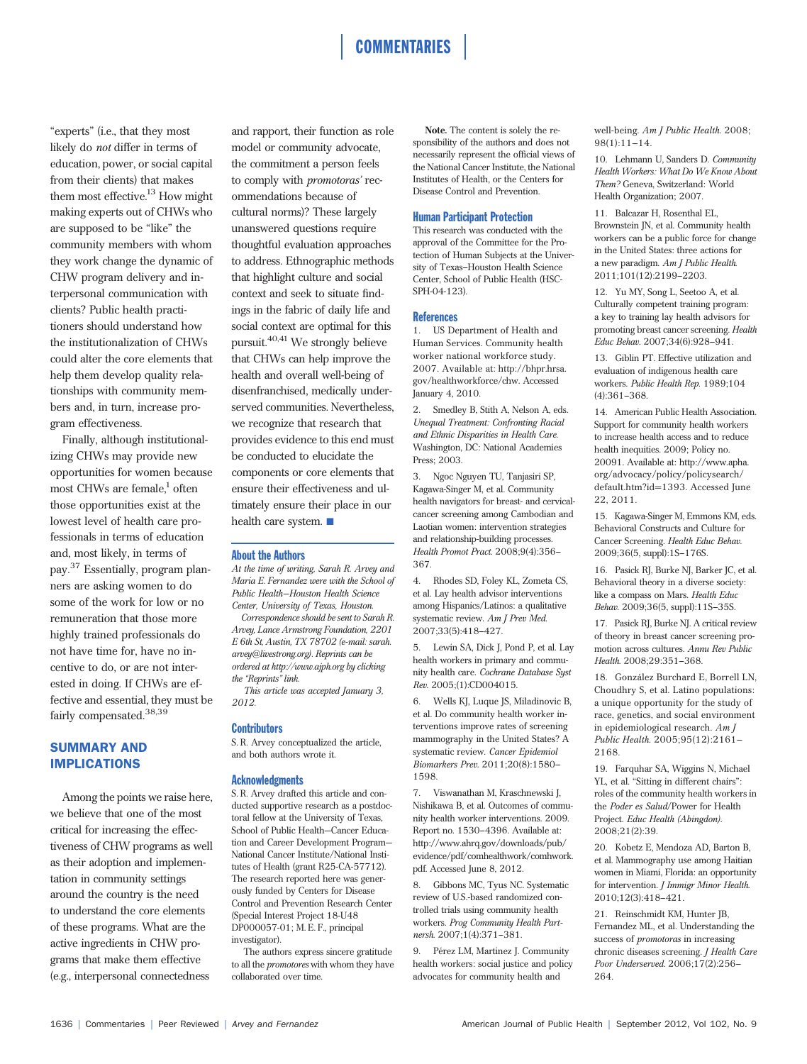"experts" (i.e., that they most likely do *not* differ in terms of education, power, or social capital from their clients) that makes them most effective.[13] How might making experts out of CHWs who are supposed to be "like" the community members with whom they work change the dynamic of CHW program delivery and interpersonal communication with clients? Public health practitioners should understand how the institutionalization of CHWs could alter the core elements that help them develop quality relationships with community members and, in turn, increase program effectiveness.

Finally, although institutionalizing CHWs may provide new opportunities for women because most CHWs are female,[1] often those opportunities exist at the lowest level of health care professionals in terms of education and, most likely, in terms of pay.[37] Essentially, program planners are asking women to do some of the work for low or no remuneration that those more highly trained professionals do not have time for, have no incentive to do, or are not interested in doing. If CHWs are effective and essential, they must be fairly compensated.[38,39]

## SUMMARY AND IMPLICATIONS

Among the points we raise here, we believe that one of the most critical for increasing the effectiveness of CHW programs as well as their adoption and implementation in community settings around the country is the need to understand the core elements of these programs. What are the active ingredients in CHW programs that make them effective (e.g., interpersonal connectedness and rapport, their function as role model or community advocate, the commitment a person feels to comply with *promotoras'* recommendations because of cultural norms)? These largely unanswered questions require thoughtful evaluation approaches to address. Ethnographic methods that highlight culture and social context and seek to situate findings in the fabric of daily life and social context are optimal for this pursuit.[40,41] We strongly believe that CHWs can help improve the health and overall well-being of disenfranchised, medically underserved communities. Nevertheless, we recognize that research that provides evidence to this end must be conducted to elucidate the components or core elements that ensure their effectiveness and ultimately ensure their place in our health care system. ■

### About the Authors

*At the time of writing, Sarah R. Arvey and Maria E. Fernandez were with the School of Public Health–Houston Health Science Center, University of Texas, Houston.*

*Correspondence should be sent to Sarah R. Arvey, Lance Armstrong Foundation, 2201 E 6th St, Austin, TX 78702 (e-mail: sarah.arvey@livestrong.org). Reprints can be ordered at http://www.ajph.org by clicking the "Reprints" link.*

*This article was accepted January 3, 2012.*

### Contributors

S. R. Arvey conceptualized the article, and both authors wrote it.

### Acknowledgments

S. R. Arvey drafted this article and conducted supportive research as a postdoctoral fellow at the University of Texas, School of Public Health—Cancer Education and Career Development Program—National Cancer Institute/National Institutes of Health (grant R25-CA-57712). The research reported here was generously funded by Centers for Disease Control and Prevention Research Center (Special Interest Project 18-U48 DP000057-01; M. E. F., principal investigator).

The authors express sincere gratitude to all the *promotores* with whom they have collaborated over time.

**Note.** The content is solely the responsibility of the authors and does not necessarily represent the official views of the National Cancer Institute, the National Institutes of Health, or the Centers for Disease Control and Prevention.

### Human Participant Protection

This research was conducted with the approval of the Committee for the Protection of Human Subjects at the University of Texas–Houston Health Science Center, School of Public Health (HSC-SPH-04-123).

### References

1. US Department of Health and Human Services. Community health worker national workforce study. 2007. Available at: http://bhpr.hrsa.gov/healthworkforce/chw. Accessed January 4, 2010.
2. Smedley B, Stith A, Nelson A, eds. *Unequal Treatment: Confronting Racial and Ethnic Disparities in Health Care.* Washington, DC: National Academies Press; 2003.
3. Ngoc Nguyen TU, Tanjasiri SP, Kagawa-Singer M, et al. Community health navigators for breast- and cervical-cancer screening among Cambodian and Laotian women: intervention strategies and relationship-building processes. *Health Promot Pract.* 2008;9(4):356–367.
4. Rhodes SD, Foley KL, Zometa CS, et al. Lay health advisor interventions among Hispanics/Latinos: a qualitative systematic review. *Am J Prev Med.* 2007;33(5):418–427.
5. Lewin SA, Dick J, Pond P, et al. Lay health workers in primary and community health care. *Cochrane Database Syst Rev.* 2005;(1):CD004015.
6. Wells KJ, Luque JS, Miladinovic B, et al. Do community health worker interventions improve rates of screening mammography in the United States? A systematic review. *Cancer Epidemiol Biomarkers Prev.* 2011;20(8):1580–1598.
7. Viswanathan M, Kraschnewski J, Nishikawa B, et al. Outcomes of community health worker interventions. 2009. Report no. 1530–4396. Available at: http://www.ahrq.gov/downloads/pub/evidence/pdf/comhealthwork/comhwork.pdf. Accessed June 8, 2012.
8. Gibbons MC, Tyus NC. Systematic review of U.S.-based randomized controlled trials using community health workers. *Prog Community Health Partnersh.* 2007;1(4):371–381.
9. Pérez LM, Martinez J. Community health workers: social justice and policy advocates for community health and well-being. *Am J Public Health.* 2008;98(1):11–14.
10. Lehmann U, Sanders D. *Community Health Workers: What Do We Know About Them?* Geneva, Switzerland: World Health Organization; 2007.
11. Balcazar H, Rosenthal EL, Brownstein JN, et al. Community health workers can be a public force for change in the United States: three actions for a new paradigm. *Am J Public Health.* 2011;101(12):2199–2203.
12. Yu MY, Song L, Seetoo A, et al. Culturally competent training program: a key to training lay health advisors for promoting breast cancer screening. *Health Educ Behav.* 2007;34(6):928–941.
13. Giblin PT. Effective utilization and evaluation of indigenous health care workers. *Public Health Rep.* 1989;104(4):361–368.
14. American Public Health Association. Support for community health workers to increase health access and to reduce health inequities. 2009; Policy no. 20091. Available at: http://www.apha.org/advocacy/policy/policysearch/default.htm?id=1393. Accessed June 22, 2011.
15. Kagawa-Singer M, Emmons KM, eds. Behavioral Constructs and Culture for Cancer Screening. *Health Educ Behav.* 2009;36(5, suppl):1S–176S.
16. Pasick RJ, Burke NJ, Barker JC, et al. Behavioral theory in a diverse society: like a compass on Mars. *Health Educ Behav.* 2009;36(5, suppl):11S–35S.
17. Pasick RJ, Burke NJ. A critical review of theory in breast cancer screening promotion across cultures. *Annu Rev Public Health.* 2008;29:351–368.
18. González Burchard E, Borrell LN, Choudhry S, et al. Latino populations: a unique opportunity for the study of race, genetics, and social environment in epidemiological research. *Am J Public Health.* 2005;95(12):2161–2168.
19. Farquhar SA, Wiggins N, Michael YL, et al. "Sitting in different chairs": roles of the community health workers in the *Poder es Salud*/Power for Health Project. *Educ Health (Abingdon).* 2008;21(2):39.
20. Kobetz E, Mendoza AD, Barton B, et al. Mammography use among Haitian women in Miami, Florida: an opportunity for intervention. *J Immigr Minor Health.* 2010;12(3):418–421.
21. Reinschmidt KM, Hunter JB, Fernandez ML, et al. Understanding the success of *promotoras* in increasing chronic diseases screening. *J Health Care Poor Underserved.* 2006;17(2):256–264.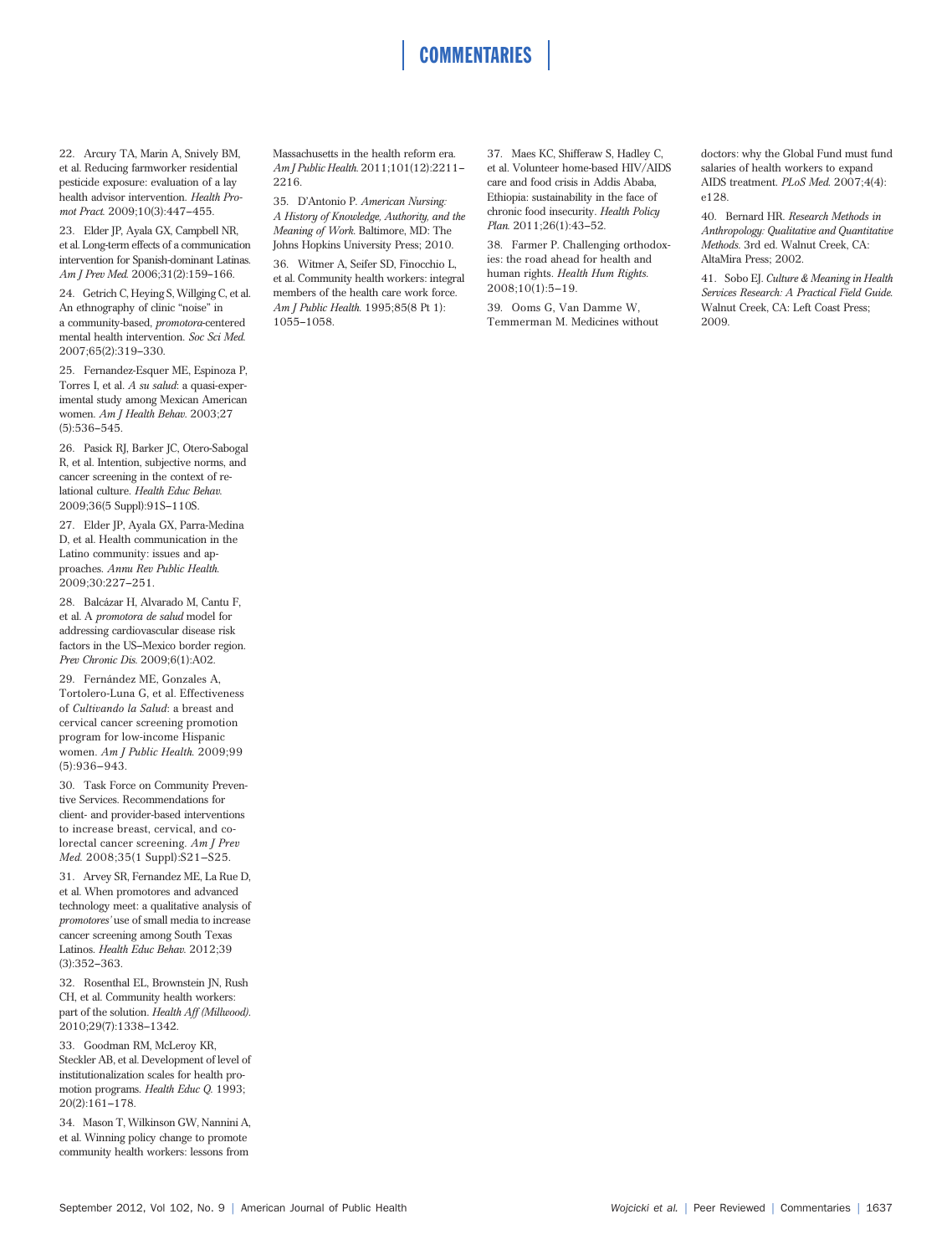22. Arcury TA, Marin A, Snively BM, et al. Reducing farmworker residential pesticide exposure: evaluation of a lay health advisor intervention. *Health Promot Pract.* 2009;10(3):447–455.

23. Elder JP, Ayala GX, Campbell NR, et al. Long-term effects of a communication intervention for Spanish-dominant Latinas. *Am J Prev Med.* 2006;31(2):159–166.

24. Getrich C, Heying S, Willging C, et al. An ethnography of clinic "noise" in a community-based, *promotora*-centered mental health intervention. *Soc Sci Med.* 2007;65(2):319–330.

25. Fernandez-Esquer ME, Espinoza P, Torres I, et al. *A su salud*: a quasi-experimental study among Mexican American women. *Am J Health Behav.* 2003;27(5):536–545.

26. Pasick RJ, Barker JC, Otero-Sabogal R, et al. Intention, subjective norms, and cancer screening in the context of relational culture. *Health Educ Behav.* 2009;36(5 Suppl):91S–110S.

27. Elder JP, Ayala GX, Parra-Medina D, et al. Health communication in the Latino community: issues and approaches. *Annu Rev Public Health.* 2009;30:227–251.

28. Balcázar H, Alvarado M, Cantu F, et al. A *promotora de salud* model for addressing cardiovascular disease risk factors in the US–Mexico border region. *Prev Chronic Dis.* 2009;6(1):A02.

29. Fernández ME, Gonzales A, Tortolero-Luna G, et al. Effectiveness of *Cultivando la Salud*: a breast and cervical cancer screening promotion program for low-income Hispanic women. *Am J Public Health.* 2009;99(5):936–943.

30. Task Force on Community Preventive Services. Recommendations for client- and provider-based interventions to increase breast, cervical, and colorectal cancer screening. *Am J Prev Med.* 2008;35(1 Suppl):S21–S25.

31. Arvey SR, Fernandez ME, La Rue D, et al. When promotores and advanced technology meet: a qualitative analysis of *promotores'* use of small media to increase cancer screening among South Texas Latinos. *Health Educ Behav.* 2012;39(3):352–363.

32. Rosenthal EL, Brownstein JN, Rush CH, et al. Community health workers: part of the solution. *Health Aff (Millwood).* 2010;29(7):1338–1342.

33. Goodman RM, McLeroy KR, Steckler AB, et al. Development of level of institutionalization scales for health promotion programs. *Health Educ Q.* 1993;20(2):161–178.

34. Mason T, Wilkinson GW, Nannini A, et al. Winning policy change to promote community health workers: lessons from Massachusetts in the health reform era. *Am J Public Health.* 2011;101(12):2211–2216.

35. D'Antonio P. *American Nursing: A History of Knowledge, Authority, and the Meaning of Work.* Baltimore, MD: The Johns Hopkins University Press; 2010.

36. Witmer A, Seifer SD, Finocchio L, et al. Community health workers: integral members of the health care work force. *Am J Public Health.* 1995;85(8 Pt 1):1055–1058.

37. Maes KC, Shifferaw S, Hadley C, et al. Volunteer home-based HIV/AIDS care and food crisis in Addis Ababa, Ethiopia: sustainability in the face of chronic food insecurity. *Health Policy Plan.* 2011;26(1):43–52.

38. Farmer P. Challenging orthodoxies: the road ahead for health and human rights. *Health Hum Rights.* 2008;10(1):5–19.

39. Ooms G, Van Damme W, Temmerman M. Medicines without doctors: why the Global Fund must fund salaries of health workers to expand AIDS treatment. *PLoS Med.* 2007;4(4):e128.

40. Bernard HR. *Research Methods in Anthropology: Qualitative and Quantitative Methods.* 3rd ed. Walnut Creek, CA: AltaMira Press; 2002.

41. Sobo EJ. *Culture & Meaning in Health Services Research: A Practical Field Guide.* Walnut Creek, CA: Left Coast Press; 2009.